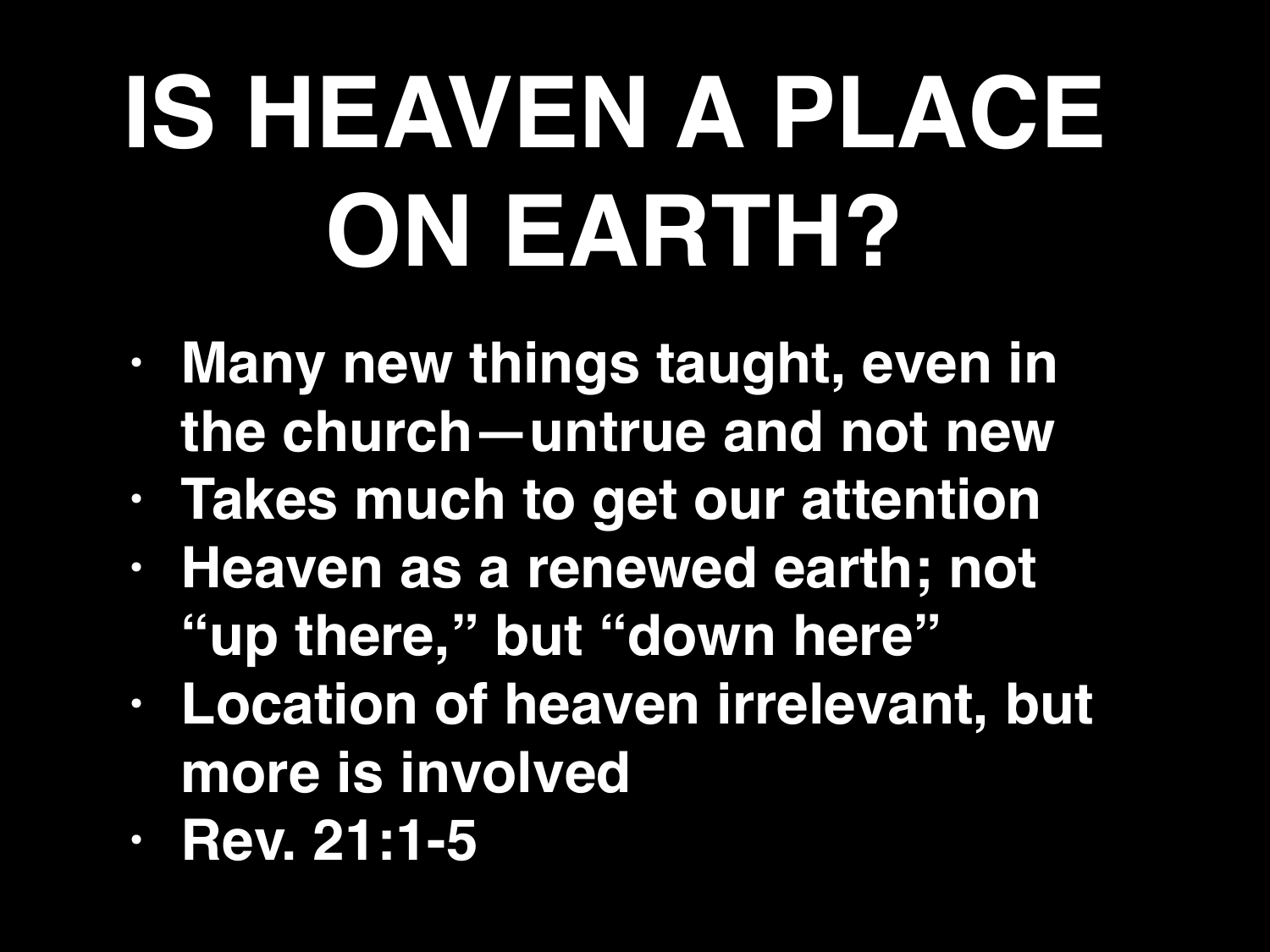# IS HEAVEN A PLACE ON EARTH?

- **Many new things taught, even in the church—untrue and not new**
- **Takes much to get our attention**
- **Heaven as a renewed earth; not "up there," but "down here"**
- **Location of heaven irrelevant, but more is involved**
- **Rev. 21:1-5**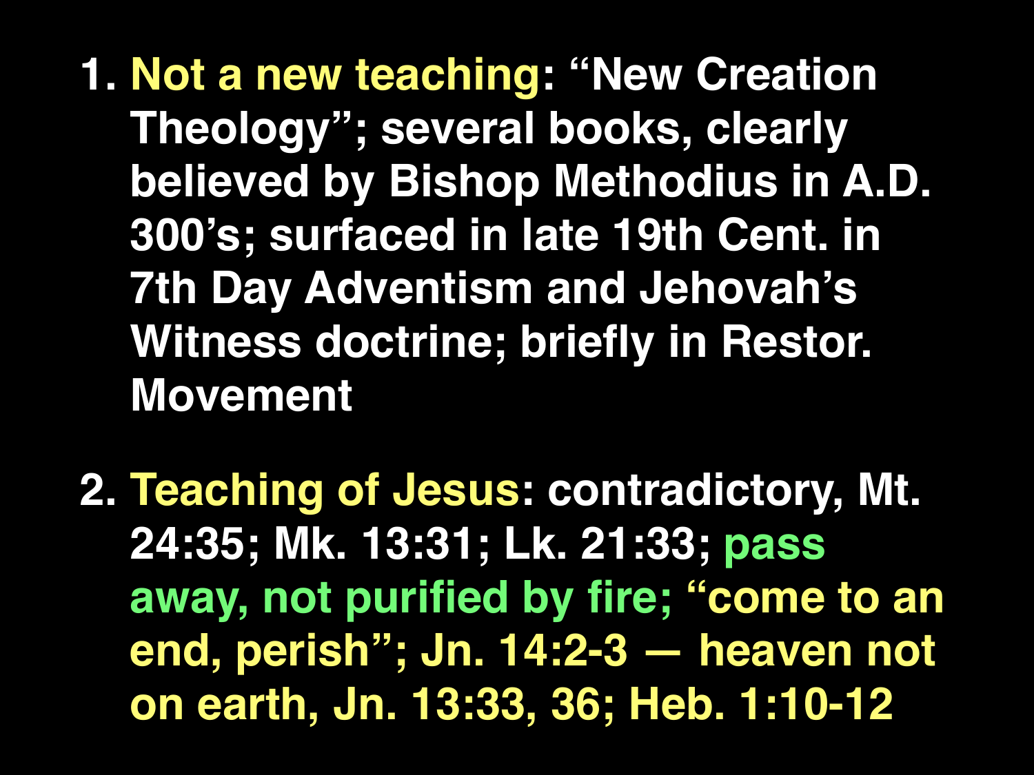1. **Not a new teaching**: "New Creation Theology"; several books, clearly believed by Bishop Methodius in A.D. 300's; surfaced in late 19th Cent. in 7th Day Adventism and Jehovah's Witness doctrine; briefly in Restor. Movement

2. **Teaching of Jesus**: contradictory, Mt. 24:35; Mk. 13:31; Lk. 21:33; pass away, not purified by fire; "come to an end, perish"; Jn. 14:2-3 — heaven not on earth, Jn. 13:33, 36; Heb. 1:10-12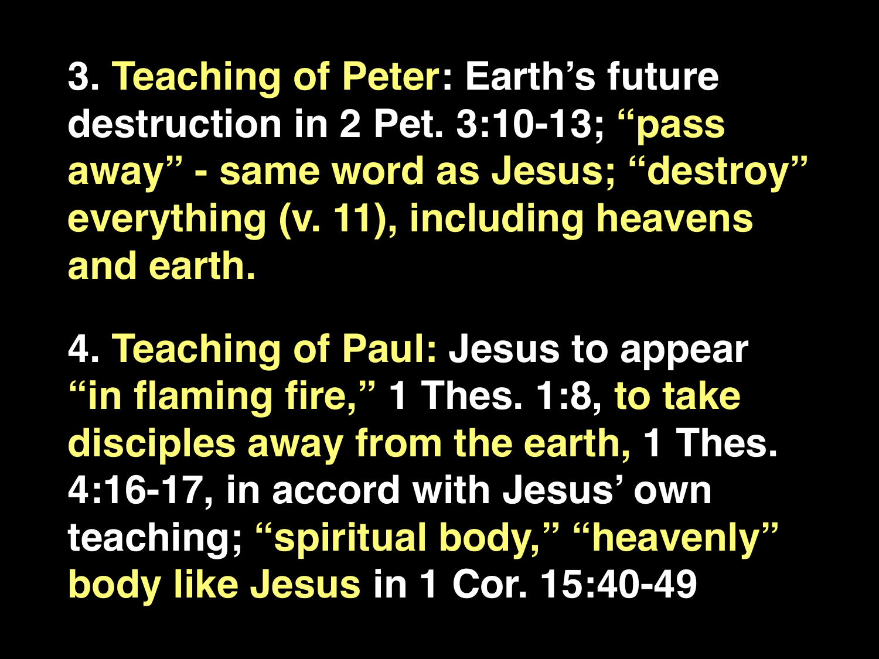3. **Teaching of Peter**: Earth's future destruction in 2 Pet. 3:10-13; "pass away" - same word as Jesus; "destroy" everything (v. 11), including heavens and earth.

4. **Teaching of Paul:** Jesus to appear "in flaming fire," 1 Thes. 1:8, to take disciples away from the earth, 1 Thes. 4:16-17, in accord with Jesus' own teaching; "spiritual body," "heavenly" body like Jesus in 1 Cor. 15:40-49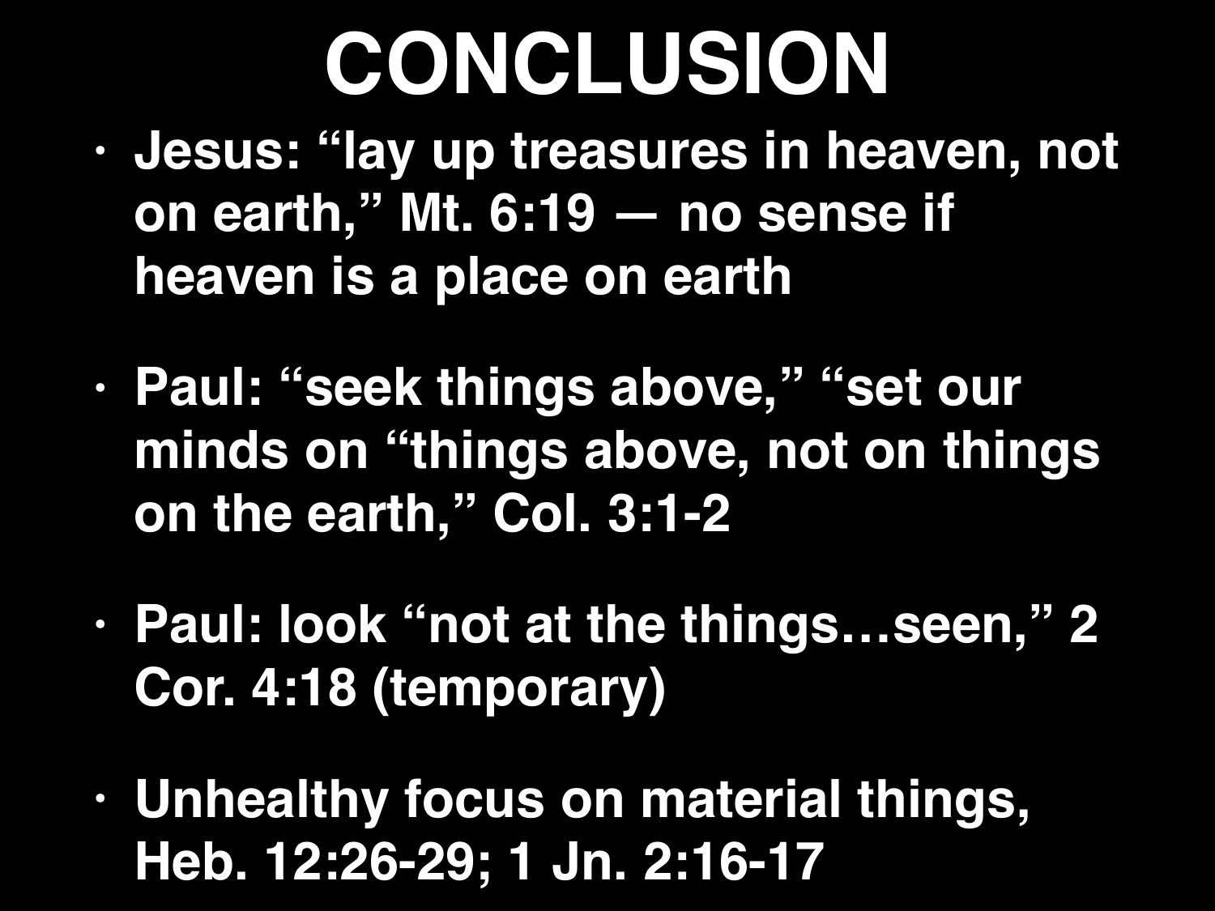# CONCLUSION

- Jesus: "lay up treasures in heaven, not on earth," Mt. 6:19 — no sense if heaven is a place on earth
- Paul: "seek things above," "set our minds on "things above, not on things on the earth," Col. 3:1-2
- Paul: look "not at the things…seen," 2 Cor. 4:18 (temporary)
- Unhealthy focus on material things, Heb. 12:26-29; 1 Jn. 2:16-17